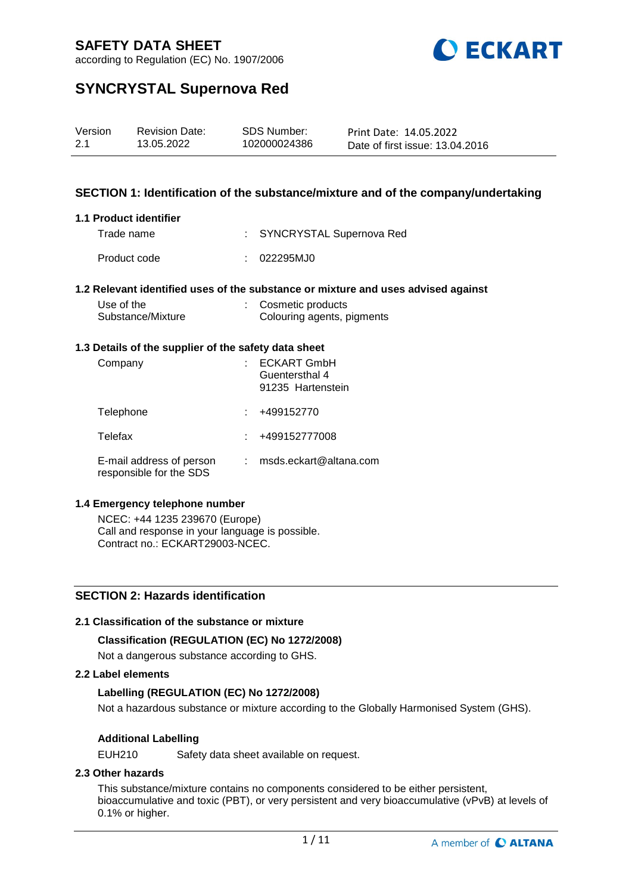# SAFETY DATA SHEET

according to Regulation (EC) No. 1907/2006

# SYNCRYSTAL Supernova Red

| Version | Revision Date: | SDS Number: | Print Date: 14.05.2022 |
|---|---|---|---|
| 2.1 | 13.05.2022 | 102000024386 | Date of first issue: 13.04.2016 |

## SECTION 1: Identification of the substance/mixture and of the company/undertaking

### 1.1 Product identifier

| | | |
|---|---|---|
| Trade name | : | SYNCRYSTAL Supernova Red |
| Product code | : | 022295MJ0 |

### 1.2 Relevant identified uses of the substance or mixture and uses advised against

| | | |
|---|---|---|
| Use of the Substance/Mixture | : | Cosmetic products<br>Colouring agents, pigments |

### 1.3 Details of the supplier of the safety data sheet

| | | |
|---|---|---|
| Company | : | ECKART GmbH<br>Guentersthal 4<br>91235 Hartenstein |
| Telephone | : | +499152770 |
| Telefax | : | +499152777008 |
| E-mail address of person responsible for the SDS | : | msds.eckart@altana.com |

### 1.4 Emergency telephone number

NCEC: +44 1235 239670 (Europe)
Call and response in your language is possible.
Contract no.: ECKART29003-NCEC.

## SECTION 2: Hazards identification

### 2.1 Classification of the substance or mixture

**Classification (REGULATION (EC) No 1272/2008)**

Not a dangerous substance according to GHS.

### 2.2 Label elements

**Labelling (REGULATION (EC) No 1272/2008)**

Not a hazardous substance or mixture according to the Globally Harmonised System (GHS).

**Additional Labelling**

EUH210 Safety data sheet available on request.

### 2.3 Other hazards

This substance/mixture contains no components considered to be either persistent, bioaccumulative and toxic (PBT), or very persistent and very bioaccumulative (vPvB) at levels of 0.1% or higher.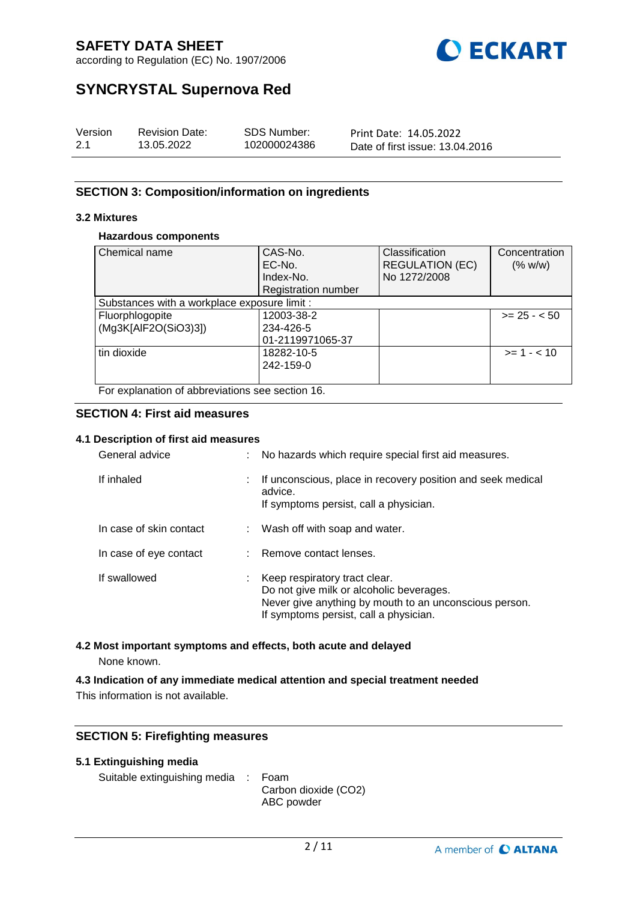## SECTION 3: Composition/information on ingredients

### 3.2 Mixtures

**Hazardous components**

| Chemical name | CAS-No.<br>EC-No.<br>Index-No.<br>Registration number | Classification<br>REGULATION (EC)<br>No 1272/2008 | Concentration<br>(% w/w) |
|---|---|---|---|
| Substances with a workplace exposure limit : | | | |
| Fluorphlogopite<br>(Mg3K[AlF2O(SiO3)3]) | 12003-38-2<br>234-426-5<br>01-2119971065-37 | | >= 25 - < 50 |
| tin dioxide | 18282-10-5<br>242-159-0 | | >= 1 - < 10 |

For explanation of abbreviations see section 16.

## SECTION 4: First aid measures

### 4.1 Description of first aid measures

General advice : No hazards which require special first aid measures.

If inhaled : If unconscious, place in recovery position and seek medical advice.
If symptoms persist, call a physician.

In case of skin contact : Wash off with soap and water.

In case of eye contact : Remove contact lenses.

If swallowed : Keep respiratory tract clear.
Do not give milk or alcoholic beverages.
Never give anything by mouth to an unconscious person.
If symptoms persist, call a physician.

### 4.2 Most important symptoms and effects, both acute and delayed

None known.

### 4.3 Indication of any immediate medical attention and special treatment needed

This information is not available.

## SECTION 5: Firefighting measures

### 5.1 Extinguishing media

Suitable extinguishing media : Foam
Carbon dioxide ($CO_2$)
ABC powder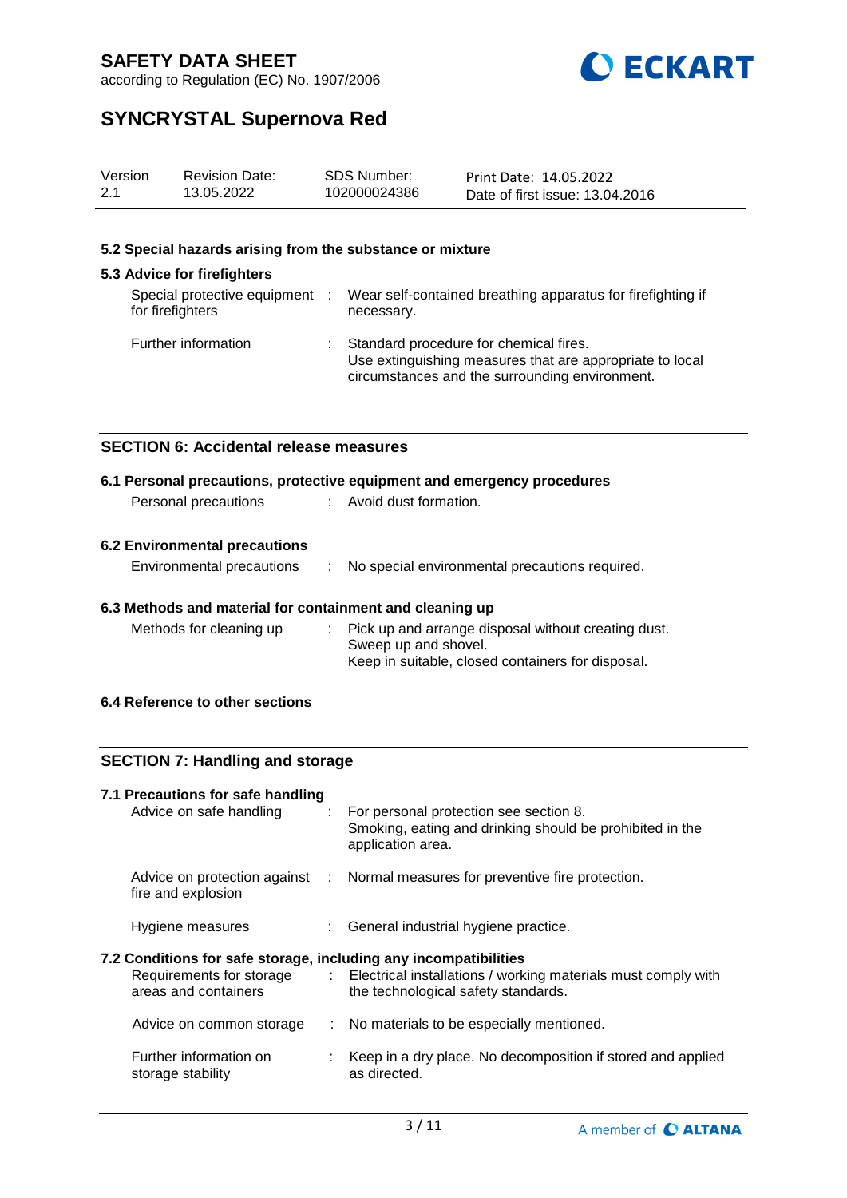### 5.2 Special hazards arising from the substance or mixture

### 5.3 Advice for firefighters

| | | |
|---|---|---|
| Special protective equipment for firefighters | : | Wear self-contained breathing apparatus for firefighting if necessary. |
| Further information | : | Standard procedure for chemical fires. Use extinguishing measures that are appropriate to local circumstances and the surrounding environment. |

## SECTION 6: Accidental release measures

### 6.1 Personal precautions, protective equipment and emergency procedures

| | | |
|---|---|---|
| Personal precautions | : | Avoid dust formation. |

### 6.2 Environmental precautions

| | | |
|---|---|---|
| Environmental precautions | : | No special environmental precautions required. |

### 6.3 Methods and material for containment and cleaning up

| | | |
|---|---|---|
| Methods for cleaning up | : | Pick up and arrange disposal without creating dust. Sweep up and shovel. Keep in suitable, closed containers for disposal. |

### 6.4 Reference to other sections

## SECTION 7: Handling and storage

### 7.1 Precautions for safe handling

| | | |
|---|---|---|
| Advice on safe handling | : | For personal protection see section 8. Smoking, eating and drinking should be prohibited in the application area. |
| Advice on protection against fire and explosion | : | Normal measures for preventive fire protection. |
| Hygiene measures | : | General industrial hygiene practice. |

### 7.2 Conditions for safe storage, including any incompatibilities

| | | |
|---|---|---|
| Requirements for storage areas and containers | : | Electrical installations / working materials must comply with the technological safety standards. |
| Advice on common storage | : | No materials to be especially mentioned. |
| Further information on storage stability | : | Keep in a dry place. No decomposition if stored and applied as directed. |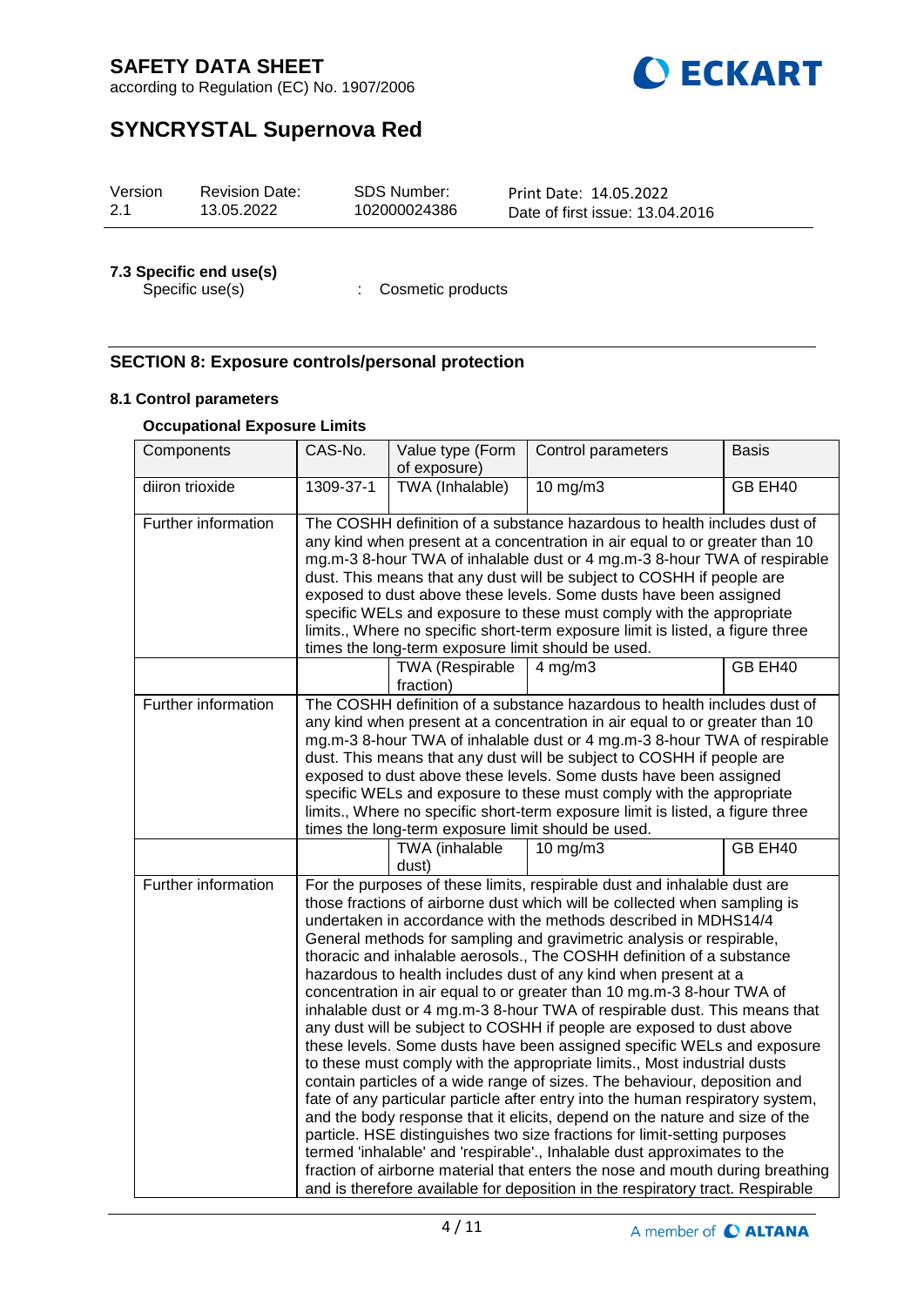### 7.3 Specific end use(s)

Specific use(s) : Cosmetic products

## SECTION 8: Exposure controls/personal protection

### 8.1 Control parameters

**Occupational Exposure Limits**

| Components | CAS-No. | Value type (Form of exposure) | Control parameters | Basis |
|---|---|---|---|---|
| diiron trioxide | 1309-37-1 | TWA (Inhalable) | 10 mg/m3 | GB EH40 |
| Further information | The COSHH definition of a substance hazardous to health includes dust of any kind when present at a concentration in air equal to or greater than 10 mg.m-3 8-hour TWA of inhalable dust or 4 mg.m-3 8-hour TWA of respirable dust. This means that any dust will be subject to COSHH if people are exposed to dust above these levels. Some dusts have been assigned specific WELs and exposure to these must comply with the appropriate limits., Where no specific short-term exposure limit is listed, a figure three times the long-term exposure limit should be used. | | | |
| | | TWA (Respirable fraction) | 4 mg/m3 | GB EH40 |
| Further information | The COSHH definition of a substance hazardous to health includes dust of any kind when present at a concentration in air equal to or greater than 10 mg.m-3 8-hour TWA of inhalable dust or 4 mg.m-3 8-hour TWA of respirable dust. This means that any dust will be subject to COSHH if people are exposed to dust above these levels. Some dusts have been assigned specific WELs and exposure to these must comply with the appropriate limits., Where no specific short-term exposure limit is listed, a figure three times the long-term exposure limit should be used. | | | |
| | | TWA (inhalable dust) | 10 mg/m3 | GB EH40 |
| Further information | For the purposes of these limits, respirable dust and inhalable dust are those fractions of airborne dust which will be collected when sampling is undertaken in accordance with the methods described in MDHS14/4 General methods for sampling and gravimetric analysis or respirable, thoracic and inhalable aerosols., The COSHH definition of a substance hazardous to health includes dust of any kind when present at a concentration in air equal to or greater than 10 mg.m-3 8-hour TWA of inhalable dust or 4 mg.m-3 8-hour TWA of respirable dust. This means that any dust will be subject to COSHH if people are exposed to dust above these levels. Some dusts have been assigned specific WELs and exposure to these must comply with the appropriate limits., Most industrial dusts contain particles of a wide range of sizes. The behaviour, deposition and fate of any particular particle after entry into the human respiratory system, and the body response that it elicits, depend on the nature and size of the particle. HSE distinguishes two size fractions for limit-setting purposes termed 'inhalable' and 'respirable'., Inhalable dust approximates to the fraction of airborne material that enters the nose and mouth during breathing and is therefore available for deposition in the respiratory tract. Respirable | | | |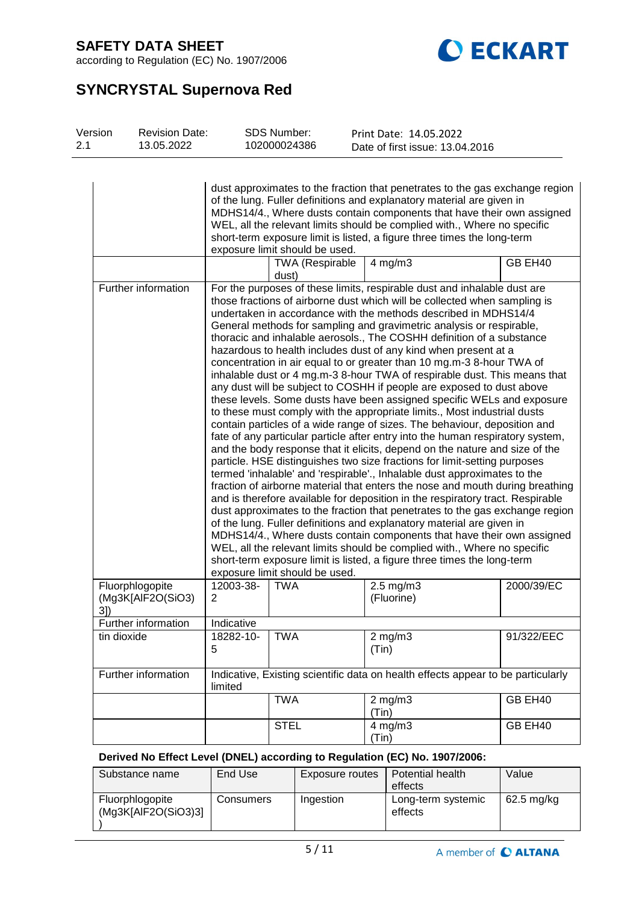| | | | | |
|---|---|---|---|---|
| | dust approximates to the fraction that penetrates to the gas exchange region of the lung. Fuller definitions and explanatory material are given in MDHS14/4., Where dusts contain components that have their own assigned WEL, all the relevant limits should be complied with., Where no specific short-term exposure limit is listed, a figure three times the long-term exposure limit should be used. | | | |
| | | TWA (Respirable dust) | 4 mg/m3 | GB EH40 |
| Further information | For the purposes of these limits, respirable dust and inhalable dust are those fractions of airborne dust which will be collected when sampling is undertaken in accordance with the methods described in MDHS14/4 General methods for sampling and gravimetric analysis or respirable, thoracic and inhalable aerosols., The COSHH definition of a substance hazardous to health includes dust of any kind when present at a concentration in air equal to or greater than 10 mg.m-3 8-hour TWA of inhalable dust or 4 mg.m-3 8-hour TWA of respirable dust. This means that any dust will be subject to COSHH if people are exposed to dust above these levels. Some dusts have been assigned specific WELs and exposure to these must comply with the appropriate limits., Most industrial dusts contain particles of a wide range of sizes. The behaviour, deposition and fate of any particular particle after entry into the human respiratory system, and the body response that it elicits, depend on the nature and size of the particle. HSE distinguishes two size fractions for limit-setting purposes termed 'inhalable' and 'respirable'., Inhalable dust approximates to the fraction of airborne material that enters the nose and mouth during breathing and is therefore available for deposition in the respiratory tract. Respirable dust approximates to the fraction that penetrates to the gas exchange region of the lung. Fuller definitions and explanatory material are given in MDHS14/4., Where dusts contain components that have their own assigned WEL, all the relevant limits should be complied with., Where no specific short-term exposure limit is listed, a figure three times the long-term exposure limit should be used. | | | |
| Fluorphlogopite (Mg3K[AlF2O(SiO3)3]) | 12003-38-2 | TWA | 2.5 mg/m3 (Fluorine) | 2000/39/EC |
| Further information | Indicative | | | |
| tin dioxide | 18282-10-5 | TWA | 2 mg/m3 (Tin) | 91/322/EEC |
| Further information | Indicative, Existing scientific data on health effects appear to be particularly limited | | | |
| | | TWA | 2 mg/m3 (Tin) | GB EH40 |
| | | STEL | 4 mg/m3 (Tin) | GB EH40 |

**Derived No Effect Level (DNEL) according to Regulation (EC) No. 1907/2006:**

| Substance name | End Use | Exposure routes | Potential health effects | Value |
|---|---|---|---|---|
| Fluorphlogopite (Mg3K[AlF2O(SiO3)3]) | Consumers | Ingestion | Long-term systemic effects | 62.5 mg/kg |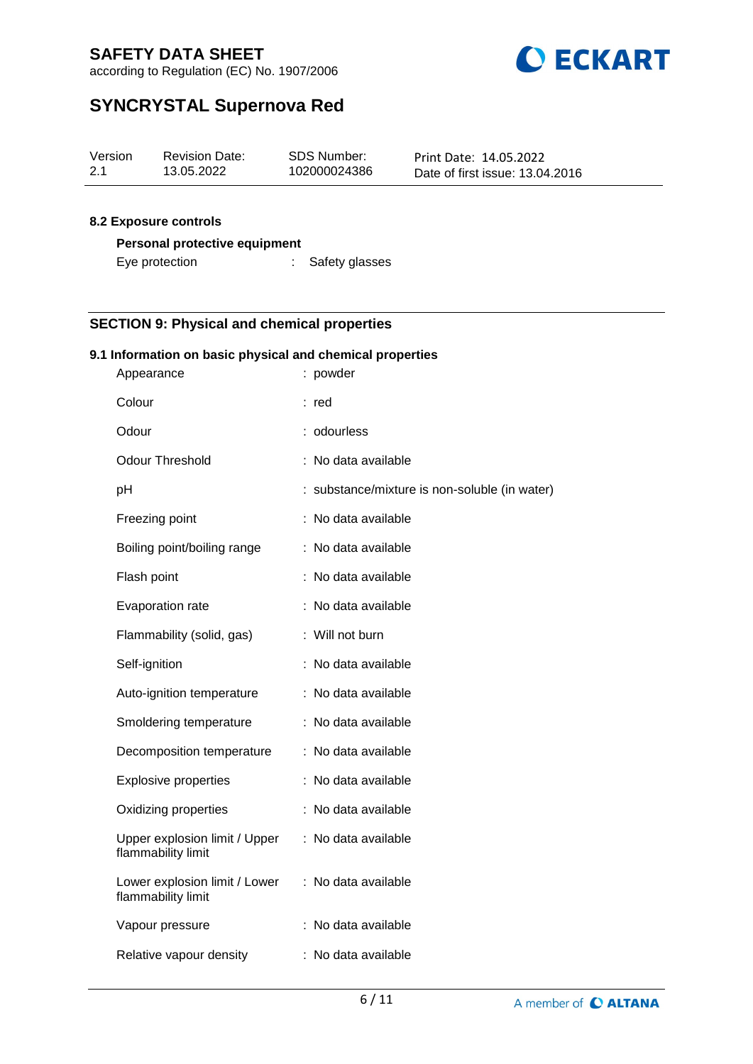### 8.2 Exposure controls

**Personal protective equipment**

Eye protection : Safety glasses

## SECTION 9: Physical and chemical properties

### 9.1 Information on basic physical and chemical properties

| | |
|---|---|
| Appearance | : powder |
| Colour | : red |
| Odour | : odourless |
| Odour Threshold | : No data available |
| pH | : substance/mixture is non-soluble (in water) |
| Freezing point | : No data available |
| Boiling point/boiling range | : No data available |
| Flash point | : No data available |
| Evaporation rate | : No data available |
| Flammability (solid, gas) | : Will not burn |
| Self-ignition | : No data available |
| Auto-ignition temperature | : No data available |
| Smoldering temperature | : No data available |
| Decomposition temperature | : No data available |
| Explosive properties | : No data available |
| Oxidizing properties | : No data available |
| Upper explosion limit / Upper flammability limit | : No data available |
| Lower explosion limit / Lower flammability limit | : No data available |
| Vapour pressure | : No data available |
| Relative vapour density | : No data available |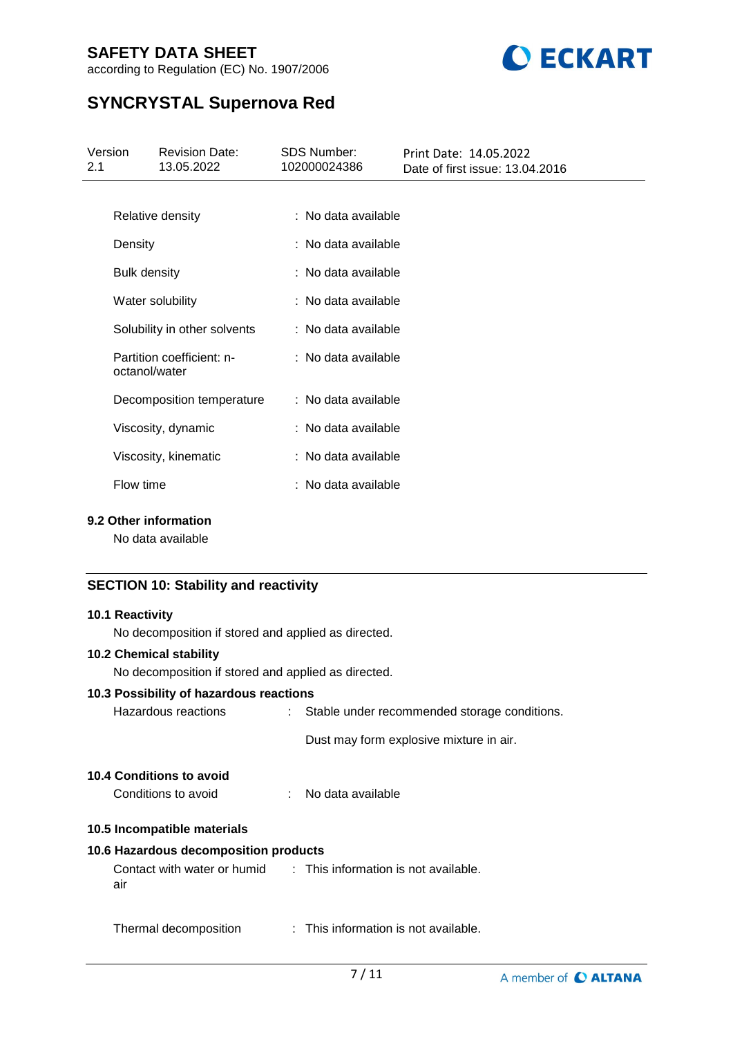| | | |
|---|---|---|
| Relative density | : | No data available |
| Density | : | No data available |
| Bulk density | : | No data available |
| Water solubility | : | No data available |
| Solubility in other solvents | : | No data available |
| Partition coefficient: n-octanol/water | : | No data available |
| Decomposition temperature | : | No data available |
| Viscosity, dynamic | : | No data available |
| Viscosity, kinematic | : | No data available |
| Flow time | : | No data available |

### 9.2 Other information

No data available

## SECTION 10: Stability and reactivity

### 10.1 Reactivity

No decomposition if stored and applied as directed.

### 10.2 Chemical stability

No decomposition if stored and applied as directed.

### 10.3 Possibility of hazardous reactions

Hazardous reactions : Stable under recommended storage conditions.

Dust may form explosive mixture in air.

### 10.4 Conditions to avoid

Conditions to avoid : No data available

### 10.5 Incompatible materials

### 10.6 Hazardous decomposition products

Contact with water or humid air : This information is not available.

Thermal decomposition : This information is not available.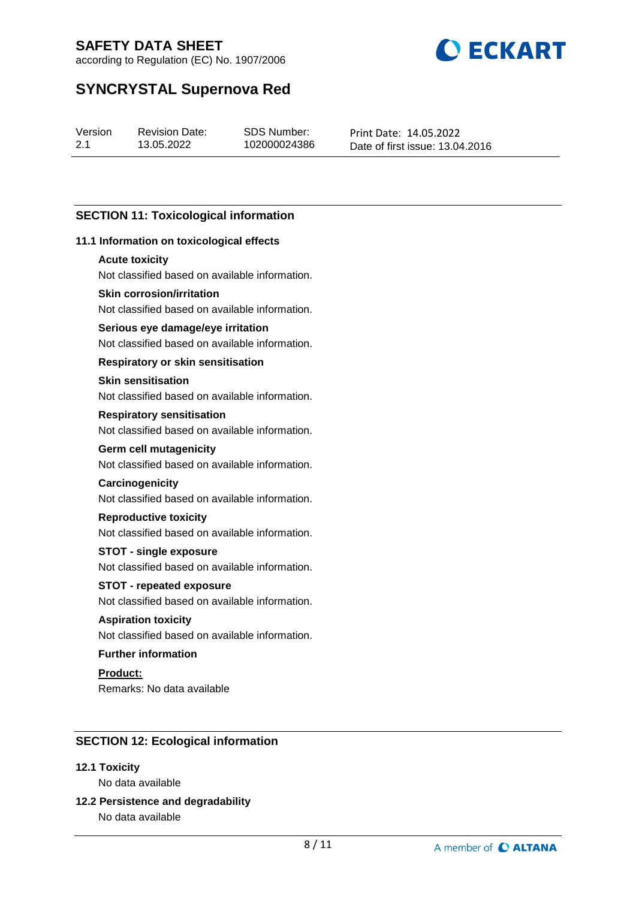## SECTION 11: Toxicological information

### 11.1 Information on toxicological effects

**Acute toxicity**

Not classified based on available information.

**Skin corrosion/irritation**

Not classified based on available information.

**Serious eye damage/eye irritation**

Not classified based on available information.

**Respiratory or skin sensitisation**

**Skin sensitisation**

Not classified based on available information.

**Respiratory sensitisation**

Not classified based on available information.

**Germ cell mutagenicity**

Not classified based on available information.

**Carcinogenicity**

Not classified based on available information.

**Reproductive toxicity**

Not classified based on available information.

**STOT - single exposure**

Not classified based on available information.

**STOT - repeated exposure**

Not classified based on available information.

**Aspiration toxicity**

Not classified based on available information.

**Further information**

**Product:**

Remarks: No data available

## SECTION 12: Ecological information

### 12.1 Toxicity

No data available

### 12.2 Persistence and degradability

No data available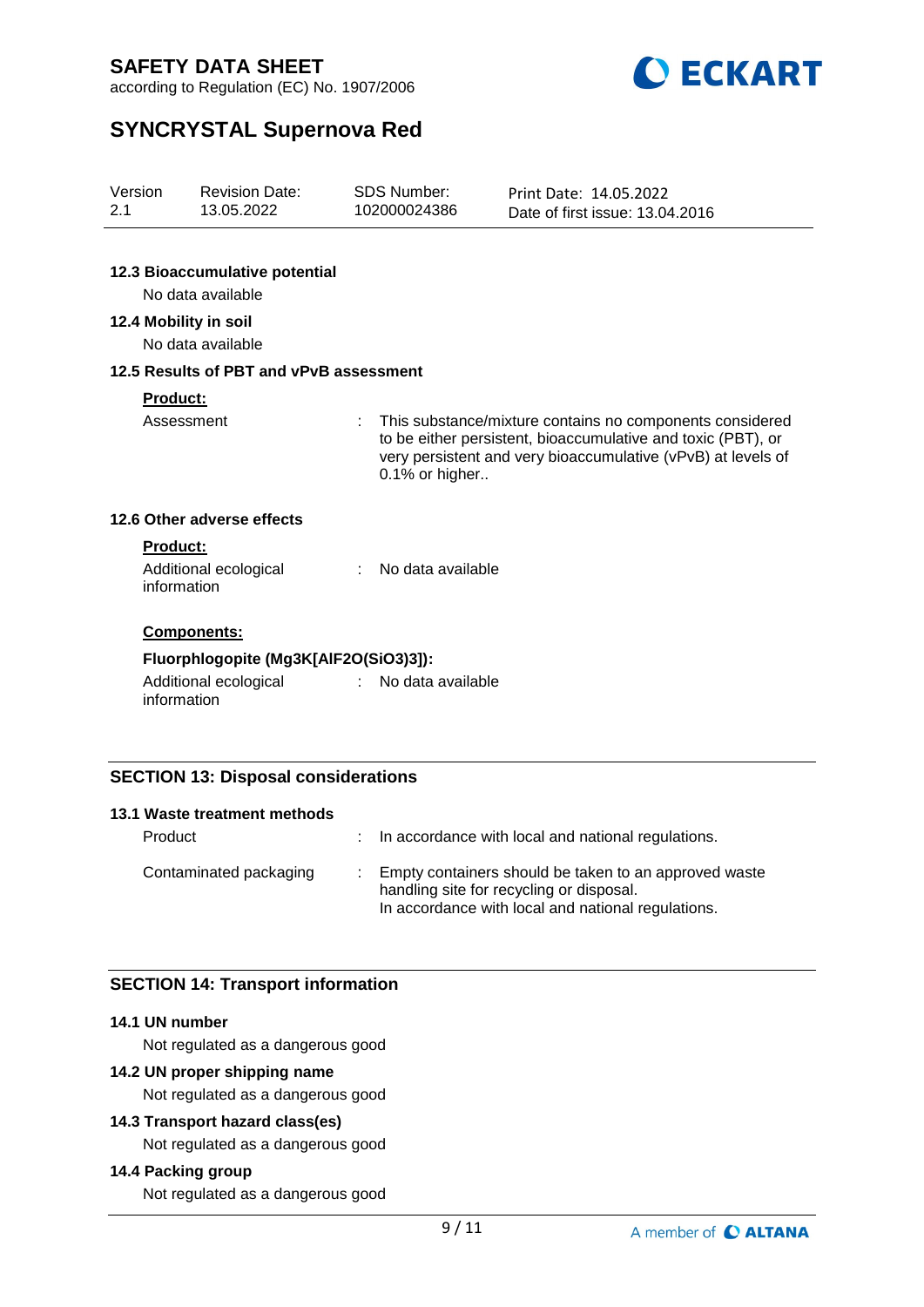#### 12.3 Bioaccumulative potential

No data available

#### 12.4 Mobility in soil

No data available

#### 12.5 Results of PBT and vPvB assessment

**Product:**

| | | |
|---|---|---|
| Assessment | : | This substance/mixture contains no components considered to be either persistent, bioaccumulative and toxic (PBT), or very persistent and very bioaccumulative (vPvB) at levels of 0.1% or higher.. |

#### 12.6 Other adverse effects

**Product:**

| | | |
|---|---|---|
| Additional ecological information | : | No data available |

**Components:**

**Fluorphlogopite (Mg3K[AlF2O(SiO3)3]):**

| | | |
|---|---|---|
| Additional ecological information | : | No data available |

## SECTION 13: Disposal considerations

#### 13.1 Waste treatment methods

| | | |
|---|---|---|
| Product | : | In accordance with local and national regulations. |
| Contaminated packaging | : | Empty containers should be taken to an approved waste handling site for recycling or disposal.<br>In accordance with local and national regulations. |

## SECTION 14: Transport information

#### 14.1 UN number

Not regulated as a dangerous good

#### 14.2 UN proper shipping name

Not regulated as a dangerous good

#### 14.3 Transport hazard class(es)

Not regulated as a dangerous good

#### 14.4 Packing group

Not regulated as a dangerous good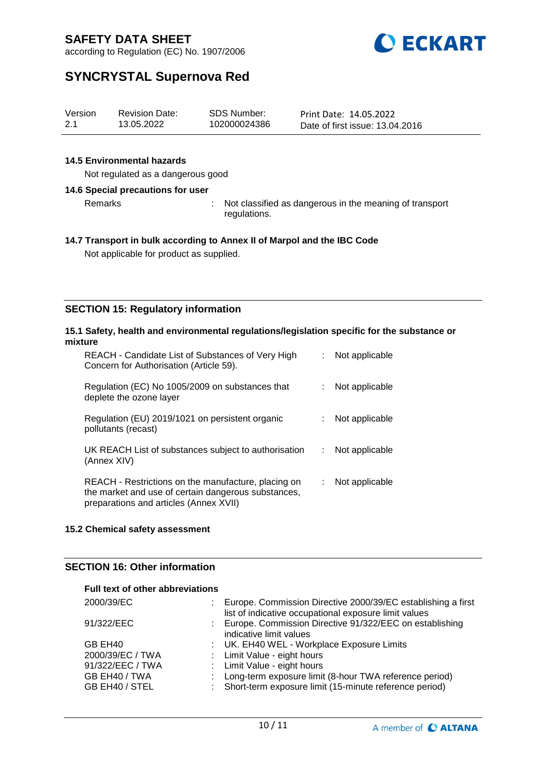#### 14.5 Environmental hazards

Not regulated as a dangerous good

#### 14.6 Special precautions for user

Remarks : Not classified as dangerous in the meaning of transport regulations.

#### 14.7 Transport in bulk according to Annex II of Marpol and the IBC Code

Not applicable for product as supplied.

## SECTION 15: Regulatory information

#### 15.1 Safety, health and environmental regulations/legislation specific for the substance or mixture

| | |
|---|---|
| REACH - Candidate List of Substances of Very High Concern for Authorisation (Article 59). | : Not applicable |
| Regulation (EC) No 1005/2009 on substances that deplete the ozone layer | : Not applicable |
| Regulation (EU) 2019/1021 on persistent organic pollutants (recast) | : Not applicable |
| UK REACH List of substances subject to authorisation (Annex XIV) | : Not applicable |
| REACH - Restrictions on the manufacture, placing on the market and use of certain dangerous substances, preparations and articles (Annex XVII) | : Not applicable |

#### 15.2 Chemical safety assessment

## SECTION 16: Other information

**Full text of other abbreviations**

| | |
|---|---|
| 2000/39/EC | : Europe. Commission Directive 2000/39/EC establishing a first list of indicative occupational exposure limit values |
| 91/322/EEC | : Europe. Commission Directive 91/322/EEC on establishing indicative limit values |
| GB EH40 | : UK. EH40 WEL - Workplace Exposure Limits |
| 2000/39/EC / TWA | : Limit Value - eight hours |
| 91/322/EEC / TWA | : Limit Value - eight hours |
| GB EH40 / TWA | : Long-term exposure limit (8-hour TWA reference period) |
| GB EH40 / STEL | : Short-term exposure limit (15-minute reference period) |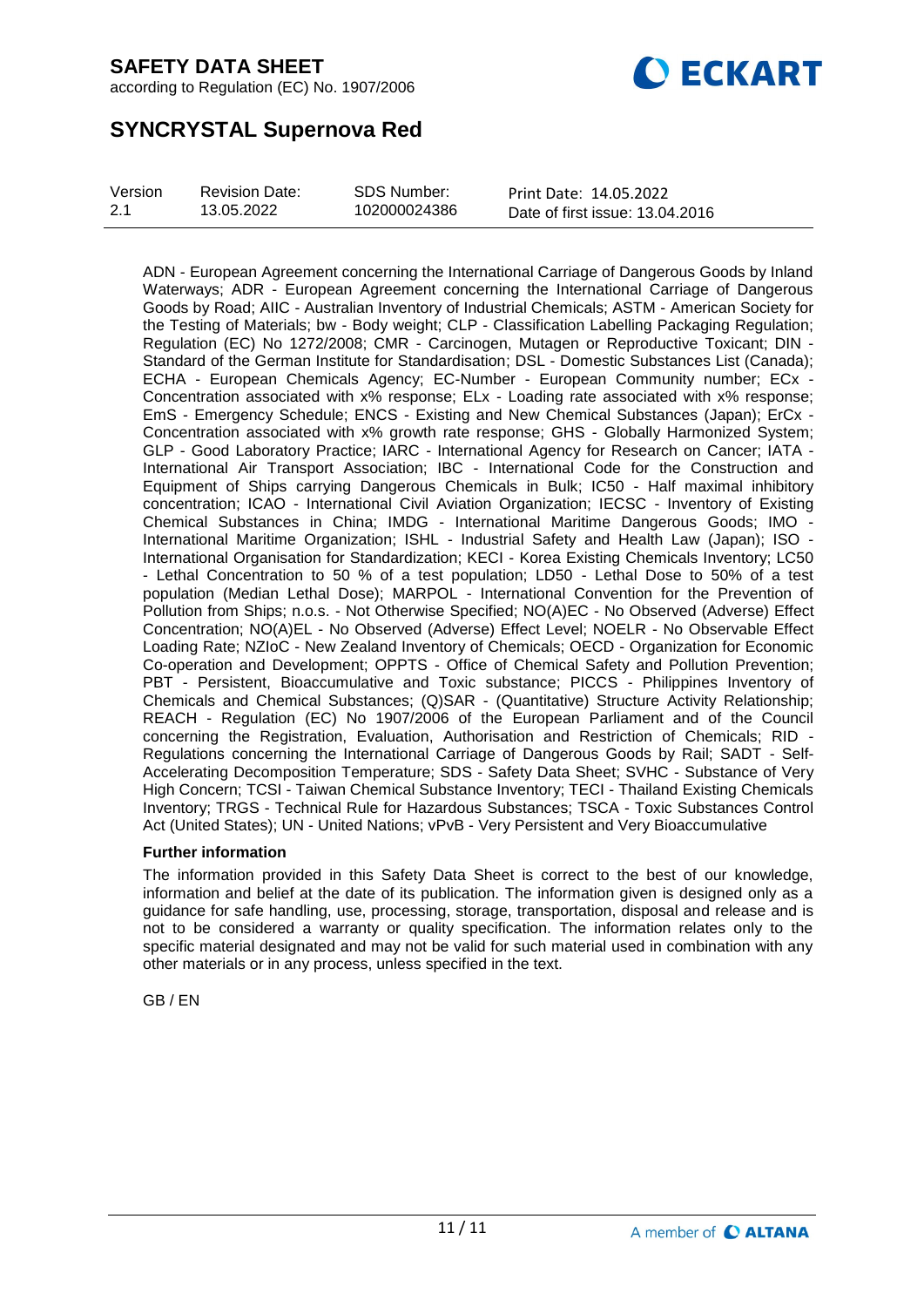ADN - European Agreement concerning the International Carriage of Dangerous Goods by Inland Waterways; ADR - European Agreement concerning the International Carriage of Dangerous Goods by Road; AIIC - Australian Inventory of Industrial Chemicals; ASTM - American Society for the Testing of Materials; bw - Body weight; CLP - Classification Labelling Packaging Regulation; Regulation (EC) No 1272/2008; CMR - Carcinogen, Mutagen or Reproductive Toxicant; DIN - Standard of the German Institute for Standardisation; DSL - Domestic Substances List (Canada); ECHA - European Chemicals Agency; EC-Number - European Community number; ECx - Concentration associated with x% response; ELx - Loading rate associated with x% response; EmS - Emergency Schedule; ENCS - Existing and New Chemical Substances (Japan); ErCx - Concentration associated with x% growth rate response; GHS - Globally Harmonized System; GLP - Good Laboratory Practice; IARC - International Agency for Research on Cancer; IATA - International Air Transport Association; IBC - International Code for the Construction and Equipment of Ships carrying Dangerous Chemicals in Bulk; IC50 - Half maximal inhibitory concentration; ICAO - International Civil Aviation Organization; IECSC - Inventory of Existing Chemical Substances in China; IMDG - International Maritime Dangerous Goods; IMO - International Maritime Organization; ISHL - Industrial Safety and Health Law (Japan); ISO - International Organisation for Standardization; KECI - Korea Existing Chemicals Inventory; LC50 - Lethal Concentration to 50 % of a test population; LD50 - Lethal Dose to 50% of a test population (Median Lethal Dose); MARPOL - International Convention for the Prevention of Pollution from Ships; n.o.s. - Not Otherwise Specified; NO(A)EC - No Observed (Adverse) Effect Concentration; NO(A)EL - No Observed (Adverse) Effect Level; NOELR - No Observable Effect Loading Rate; NZIoC - New Zealand Inventory of Chemicals; OECD - Organization for Economic Co-operation and Development; OPPTS - Office of Chemical Safety and Pollution Prevention; PBT - Persistent, Bioaccumulative and Toxic substance; PICCS - Philippines Inventory of Chemicals and Chemical Substances; (Q)SAR - (Quantitative) Structure Activity Relationship; REACH - Regulation (EC) No 1907/2006 of the European Parliament and of the Council concerning the Registration, Evaluation, Authorisation and Restriction of Chemicals; RID - Regulations concerning the International Carriage of Dangerous Goods by Rail; SADT - Self-Accelerating Decomposition Temperature; SDS - Safety Data Sheet; SVHC - Substance of Very High Concern; TCSI - Taiwan Chemical Substance Inventory; TECI - Thailand Existing Chemicals Inventory; TRGS - Technical Rule for Hazardous Substances; TSCA - Toxic Substances Control Act (United States); UN - United Nations; vPvB - Very Persistent and Very Bioaccumulative

**Further information**

The information provided in this Safety Data Sheet is correct to the best of our knowledge, information and belief at the date of its publication. The information given is designed only as a guidance for safe handling, use, processing, storage, transportation, disposal and release and is not to be considered a warranty or quality specification. The information relates only to the specific material designated and may not be valid for such material used in combination with any other materials or in any process, unless specified in the text.

GB / EN